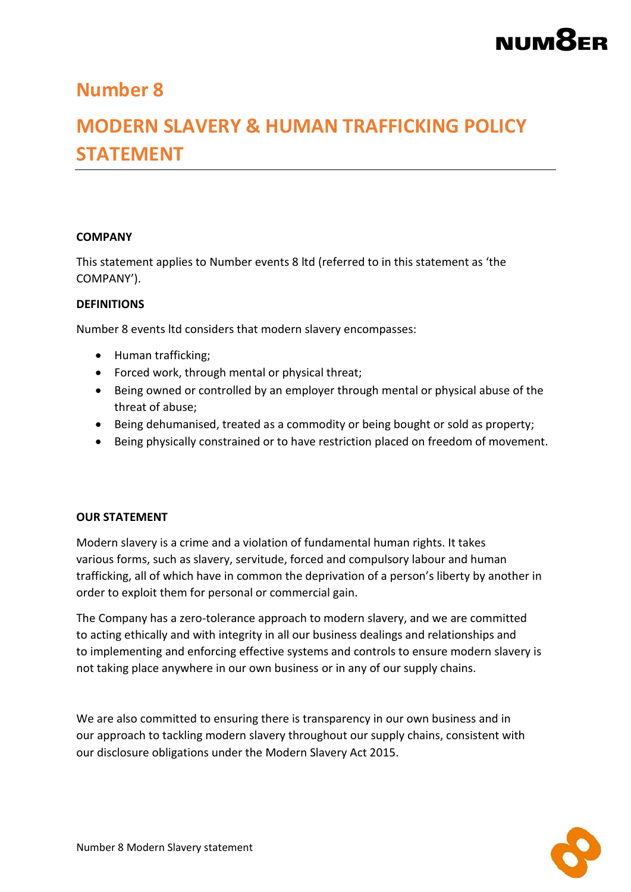# Number 8

# MODERN SLAVERY & HUMAN TRAFFICKING POLICY STATEMENT

**COMPANY**

This statement applies to Number events 8 ltd (referred to in this statement as 'the COMPANY').

**DEFINITIONS**

Number 8 events ltd considers that modern slavery encompasses:

- Human trafficking;
- Forced work, through mental or physical threat;
- Being owned or controlled by an employer through mental or physical abuse of the threat of abuse;
- Being dehumanised, treated as a commodity or being bought or sold as property;
- Being physically constrained or to have restriction placed on freedom of movement.

**OUR STATEMENT**

Modern slavery is a crime and a violation of fundamental human rights. It takes various forms, such as slavery, servitude, forced and compulsory labour and human trafficking, all of which have in common the deprivation of a person's liberty by another in order to exploit them for personal or commercial gain.

The Company has a zero-tolerance approach to modern slavery, and we are committed to acting ethically and with integrity in all our business dealings and relationships and to implementing and enforcing effective systems and controls to ensure modern slavery is not taking place anywhere in our own business or in any of our supply chains.

We are also committed to ensuring there is transparency in our own business and in our approach to tackling modern slavery throughout our supply chains, consistent with our disclosure obligations under the Modern Slavery Act 2015.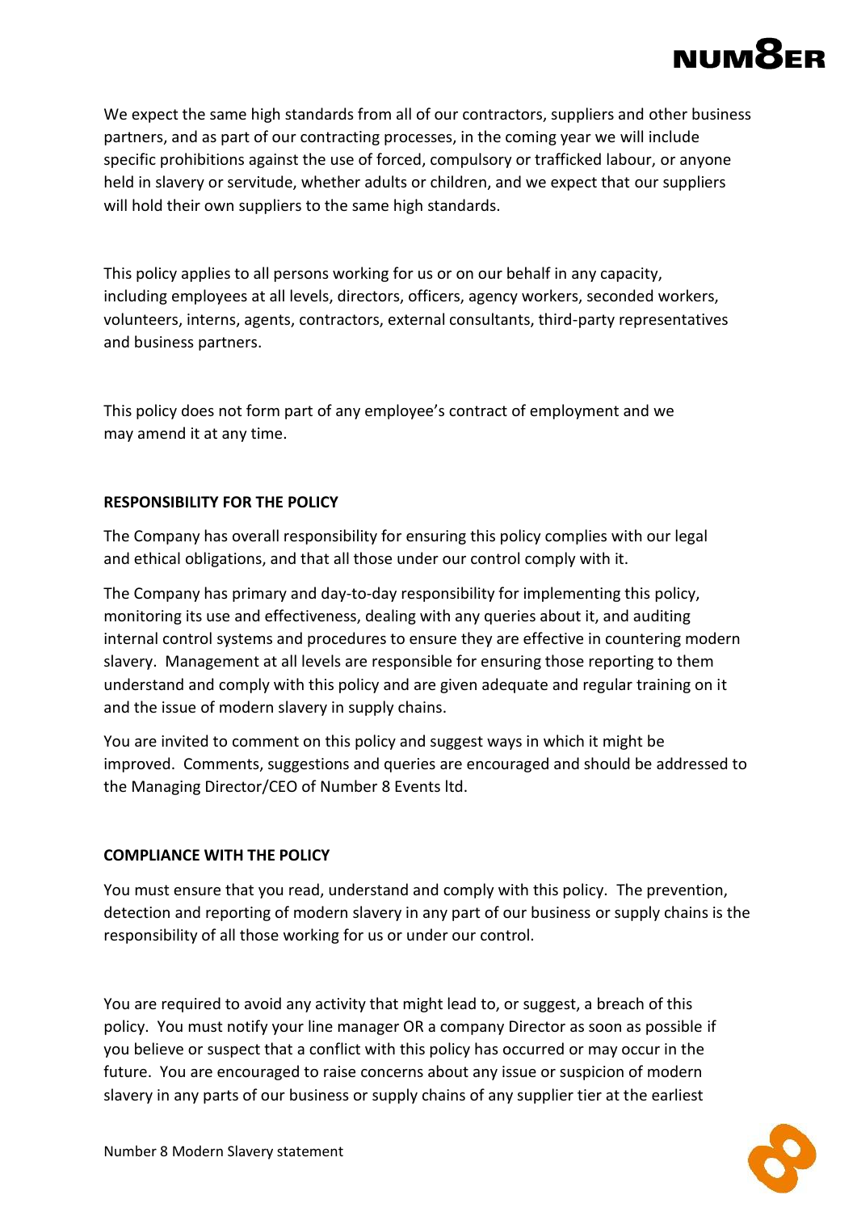We expect the same high standards from all of our contractors, suppliers and other business partners, and as part of our contracting processes, in the coming year we will include specific prohibitions against the use of forced, compulsory or trafficked labour, or anyone held in slavery or servitude, whether adults or children, and we expect that our suppliers will hold their own suppliers to the same high standards.

This policy applies to all persons working for us or on our behalf in any capacity, including employees at all levels, directors, officers, agency workers, seconded workers, volunteers, interns, agents, contractors, external consultants, third-party representatives and business partners.

This policy does not form part of any employee's contract of employment and we may amend it at any time.

**RESPONSIBILITY FOR THE POLICY**

The Company has overall responsibility for ensuring this policy complies with our legal and ethical obligations, and that all those under our control comply with it.

The Company has primary and day-to-day responsibility for implementing this policy, monitoring its use and effectiveness, dealing with any queries about it, and auditing internal control systems and procedures to ensure they are effective in countering modern slavery. Management at all levels are responsible for ensuring those reporting to them understand and comply with this policy and are given adequate and regular training on it and the issue of modern slavery in supply chains.

You are invited to comment on this policy and suggest ways in which it might be improved. Comments, suggestions and queries are encouraged and should be addressed to the Managing Director/CEO of Number 8 Events ltd.

**COMPLIANCE WITH THE POLICY**

You must ensure that you read, understand and comply with this policy. The prevention, detection and reporting of modern slavery in any part of our business or supply chains is the responsibility of all those working for us or under our control.

You are required to avoid any activity that might lead to, or suggest, a breach of this policy. You must notify your line manager OR a company Director as soon as possible if you believe or suspect that a conflict with this policy has occurred or may occur in the future. You are encouraged to raise concerns about any issue or suspicion of modern slavery in any parts of our business or supply chains of any supplier tier at the earliest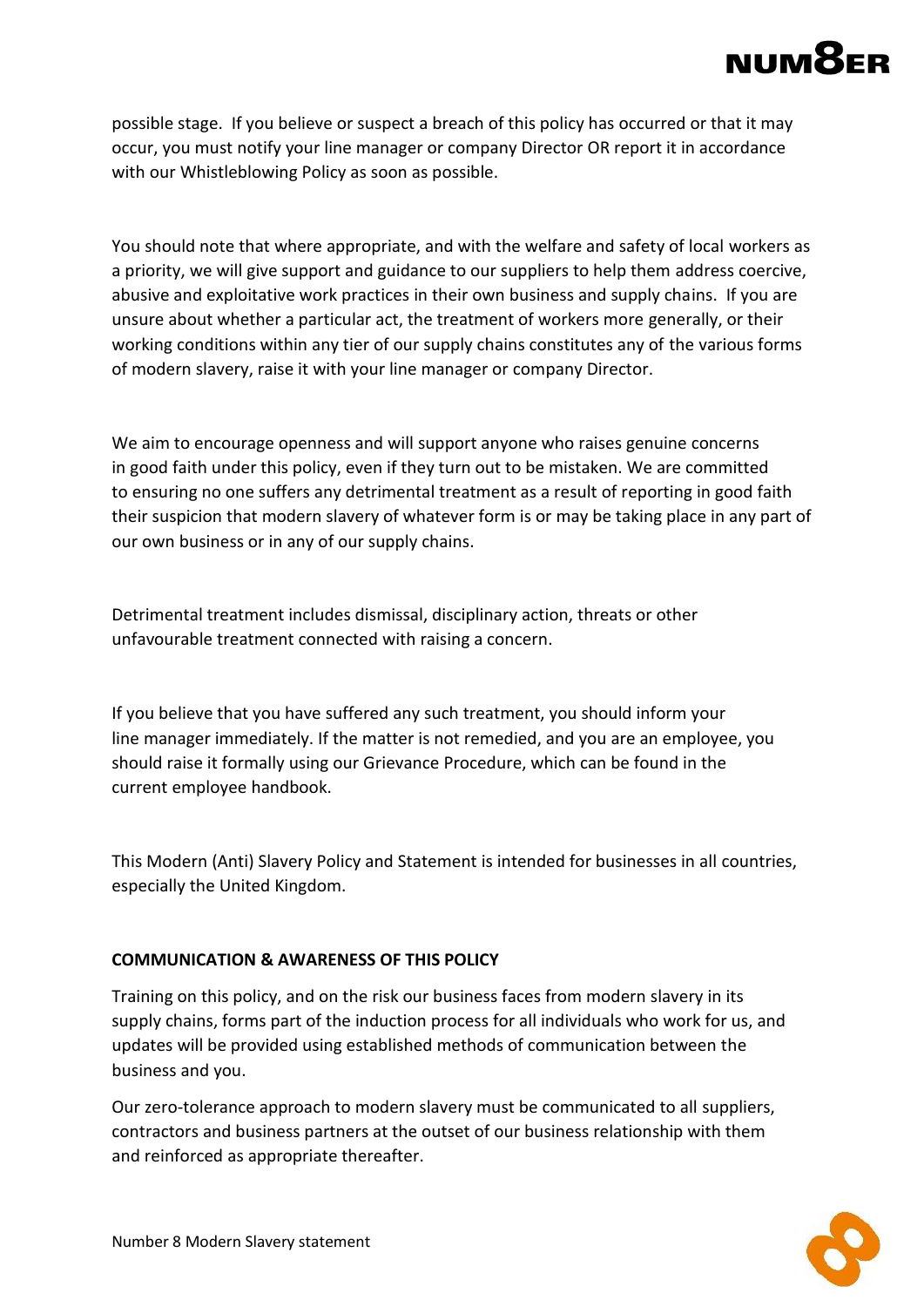possible stage. If you believe or suspect a breach of this policy has occurred or that it may occur, you must notify your line manager or company Director OR report it in accordance with our Whistleblowing Policy as soon as possible.

You should note that where appropriate, and with the welfare and safety of local workers as a priority, we will give support and guidance to our suppliers to help them address coercive, abusive and exploitative work practices in their own business and supply chains. If you are unsure about whether a particular act, the treatment of workers more generally, or their working conditions within any tier of our supply chains constitutes any of the various forms of modern slavery, raise it with your line manager or company Director.

We aim to encourage openness and will support anyone who raises genuine concerns in good faith under this policy, even if they turn out to be mistaken. We are committed to ensuring no one suffers any detrimental treatment as a result of reporting in good faith their suspicion that modern slavery of whatever form is or may be taking place in any part of our own business or in any of our supply chains.

Detrimental treatment includes dismissal, disciplinary action, threats or other unfavourable treatment connected with raising a concern.

If you believe that you have suffered any such treatment, you should inform your line manager immediately. If the matter is not remedied, and you are an employee, you should raise it formally using our Grievance Procedure, which can be found in the current employee handbook.

This Modern (Anti) Slavery Policy and Statement is intended for businesses in all countries, especially the United Kingdom.

**COMMUNICATION & AWARENESS OF THIS POLICY**

Training on this policy, and on the risk our business faces from modern slavery in its supply chains, forms part of the induction process for all individuals who work for us, and updates will be provided using established methods of communication between the business and you.

Our zero-tolerance approach to modern slavery must be communicated to all suppliers, contractors and business partners at the outset of our business relationship with them and reinforced as appropriate thereafter.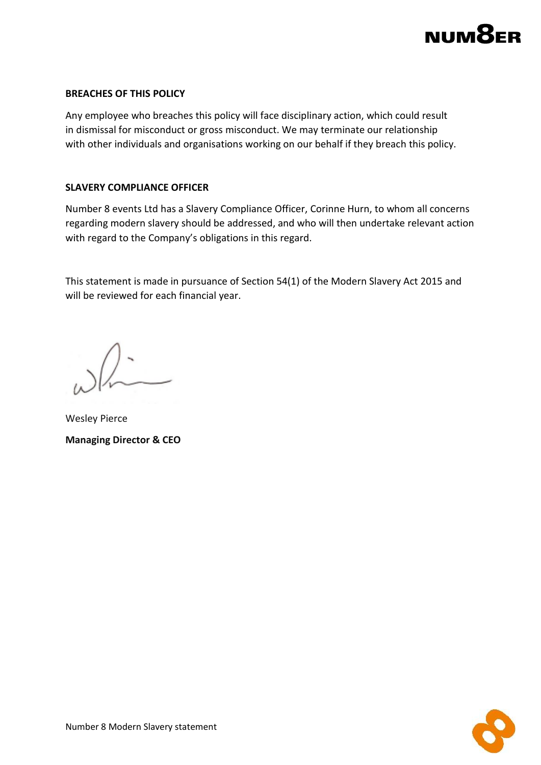## BREACHES OF THIS POLICY

Any employee who breaches this policy will face disciplinary action, which could result in dismissal for misconduct or gross misconduct. We may terminate our relationship with other individuals and organisations working on our behalf if they breach this policy.

## SLAVERY COMPLIANCE OFFICER

Number 8 events Ltd has a Slavery Compliance Officer, Corinne Hurn, to whom all concerns regarding modern slavery should be addressed, and who will then undertake relevant action with regard to the Company's obligations in this regard.

This statement is made in pursuance of Section 54(1) of the Modern Slavery Act 2015 and will be reviewed for each financial year.

Wesley Pierce

**Managing Director & CEO**